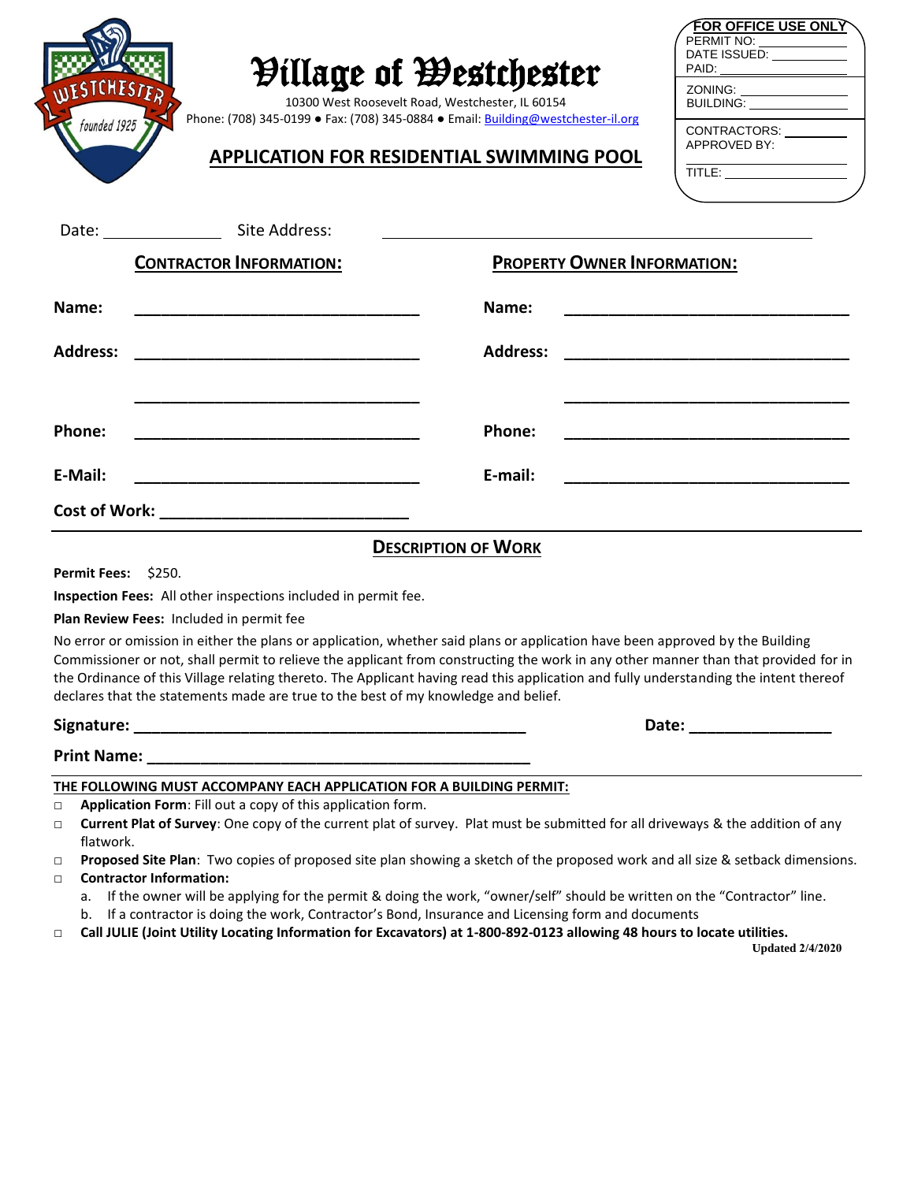# Village of Westchester

10300 West Roosevelt Road, Westchester, IL 60154
Phone: (708) 345-0199 ● Fax: (708) 345-0884 ● Email: Building@westchester-il.org

## APPLICATION FOR RESIDENTIAL SWIMMING POOL

**FOR OFFICE USE ONLY**
PERMIT NO: ___________
DATE ISSUED: ___________
PAID: ___________
ZONING: ___________
BUILDING: ___________
CONTRACTORS: ___________
APPROVED BY: ___________
TITLE: ___________

Date: ______________ Site Address: ________________________________________________

| **CONTRACTOR INFORMATION:** | **PROPERTY OWNER INFORMATION:** |
|---|---|
| **Name:** ________________________________ | **Name:** ________________________________ |
| **Address:** ________________________________ | **Address:** ________________________________ |
| ________________________________ | ________________________________ |
| **Phone:** ________________________________ | **Phone:** ________________________________ |
| **E-Mail:** ________________________________ | **E-mail:** ________________________________ |

**Cost of Work:** ____________________________

### DESCRIPTION OF WORK

**Permit Fees:** $250.

**Inspection Fees:** All other inspections included in permit fee.

**Plan Review Fees:** Included in permit fee

No error or omission in either the plans or application, whether said plans or application have been approved by the Building Commissioner or not, shall permit to relieve the applicant from constructing the work in any other manner than that provided for in the Ordinance of this Village relating thereto. The Applicant having read this application and fully understanding the intent thereof declares that the statements made are true to the best of my knowledge and belief.

**Signature:** ____________________________________________ **Date:** ________________

**Print Name:** ____________________________________________

**THE FOLLOWING MUST ACCOMPANY EACH APPLICATION FOR A BUILDING PERMIT:**

- □ **Application Form**: Fill out a copy of this application form.
- □ **Current Plat of Survey**: One copy of the current plat of survey. Plat must be submitted for all driveways & the addition of any flatwork.
- □ **Proposed Site Plan**: Two copies of proposed site plan showing a sketch of the proposed work and all size & setback dimensions.
- □ **Contractor Information:**
  a. If the owner will be applying for the permit & doing the work, “owner/self” should be written on the “Contractor” line.
  b. If a contractor is doing the work, Contractor’s Bond, Insurance and Licensing form and documents
- □ **Call JULIE (Joint Utility Locating Information for Excavators) at 1-800-892-0123 allowing 48 hours to locate utilities.**

**Updated 2/4/2020**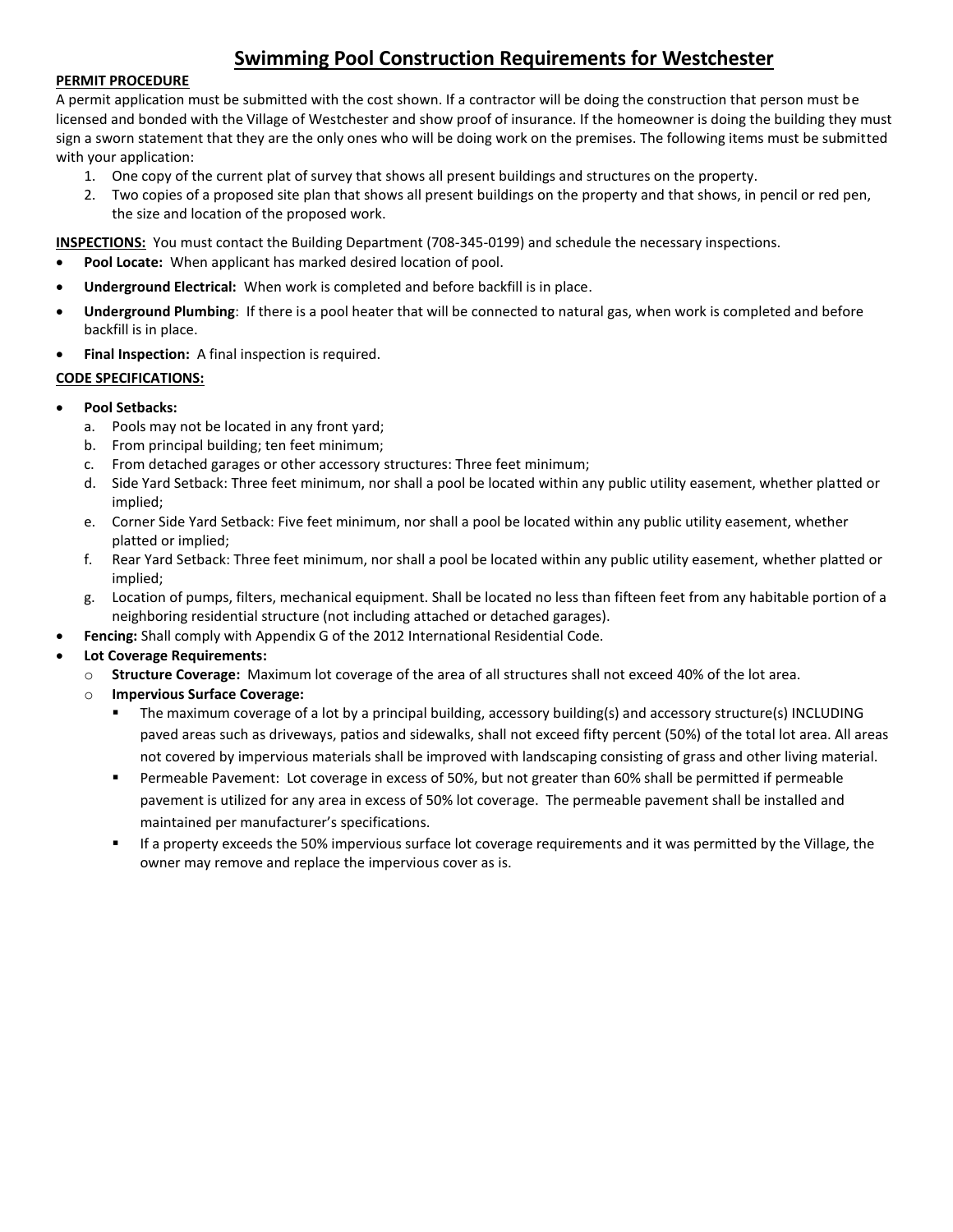# Swimming Pool Construction Requirements for Westchester

**PERMIT PROCEDURE**

A permit application must be submitted with the cost shown. If a contractor will be doing the construction that person must be licensed and bonded with the Village of Westchester and show proof of insurance. If the homeowner is doing the building they must sign a sworn statement that they are the only ones who will be doing work on the premises. The following items must be submitted with your application:

1. One copy of the current plat of survey that shows all present buildings and structures on the property.
2. Two copies of a proposed site plan that shows all present buildings on the property and that shows, in pencil or red pen, the size and location of the proposed work.

**INSPECTIONS:** You must contact the Building Department (708-345-0199) and schedule the necessary inspections.

- **Pool Locate:** When applicant has marked desired location of pool.
- **Underground Electrical:** When work is completed and before backfill is in place.
- **Underground Plumbing**: If there is a pool heater that will be connected to natural gas, when work is completed and before backfill is in place.
- **Final Inspection:** A final inspection is required.

**CODE SPECIFICATIONS:**

- **Pool Setbacks:**
  a. Pools may not be located in any front yard;
  b. From principal building; ten feet minimum;
  c. From detached garages or other accessory structures: Three feet minimum;
  d. Side Yard Setback: Three feet minimum, nor shall a pool be located within any public utility easement, whether platted or implied;
  e. Corner Side Yard Setback: Five feet minimum, nor shall a pool be located within any public utility easement, whether platted or implied;
  f. Rear Yard Setback: Three feet minimum, nor shall a pool be located within any public utility easement, whether platted or implied;
  g. Location of pumps, filters, mechanical equipment. Shall be located no less than fifteen feet from any habitable portion of a neighboring residential structure (not including attached or detached garages).
- **Fencing:** Shall comply with Appendix G of the 2012 International Residential Code.
- **Lot Coverage Requirements:**
  - **Structure Coverage:** Maximum lot coverage of the area of all structures shall not exceed 40% of the lot area.
  - **Impervious Surface Coverage:**
    - The maximum coverage of a lot by a principal building, accessory building(s) and accessory structure(s) INCLUDING paved areas such as driveways, patios and sidewalks, shall not exceed fifty percent (50%) of the total lot area. All areas not covered by impervious materials shall be improved with landscaping consisting of grass and other living material.
    - Permeable Pavement: Lot coverage in excess of 50%, but not greater than 60% shall be permitted if permeable pavement is utilized for any area in excess of 50% lot coverage. The permeable pavement shall be installed and maintained per manufacturer's specifications.
    - If a property exceeds the 50% impervious surface lot coverage requirements and it was permitted by the Village, the owner may remove and replace the impervious cover as is.